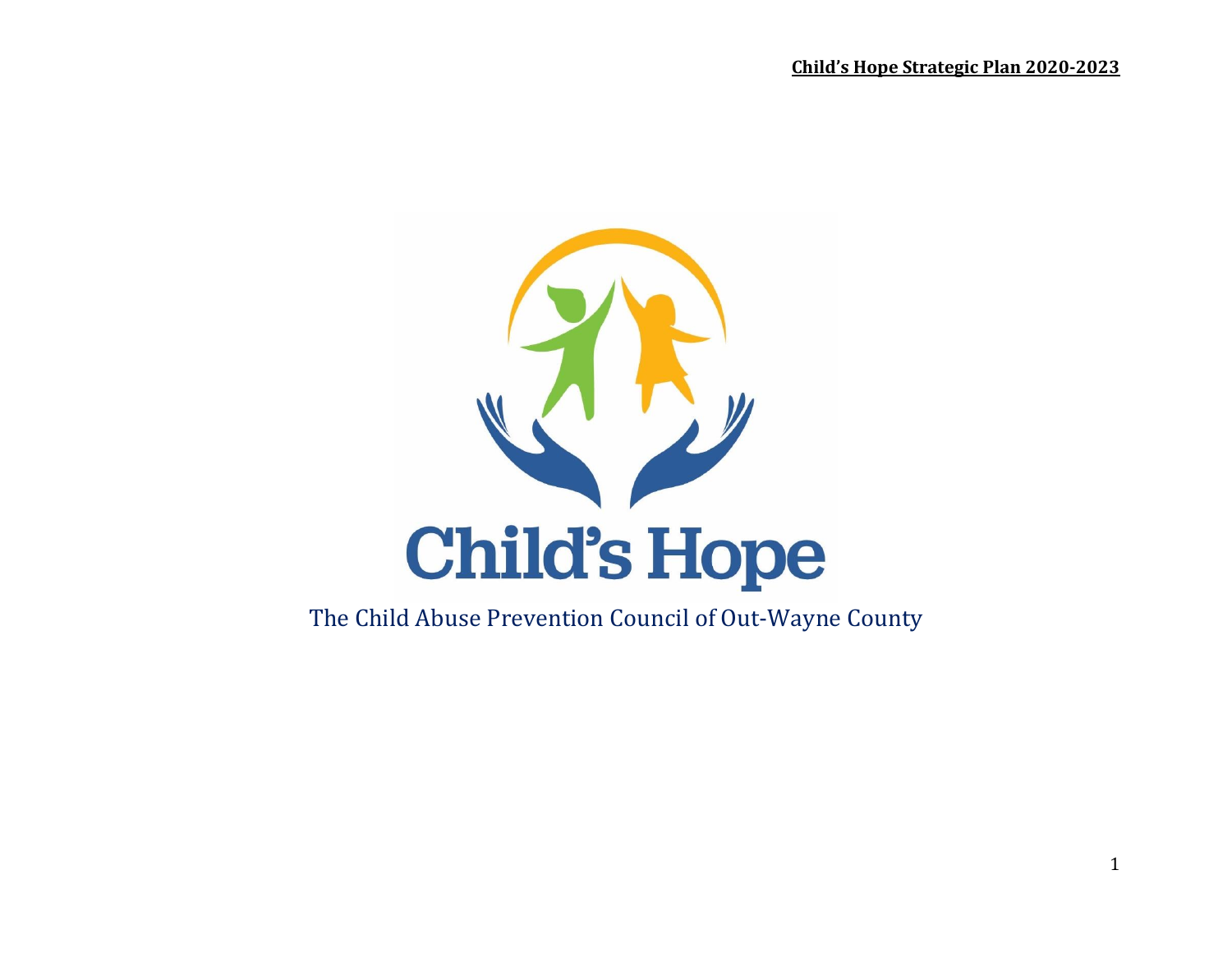# Child's Hope

The Child Abuse Prevention Council of Out-Wayne County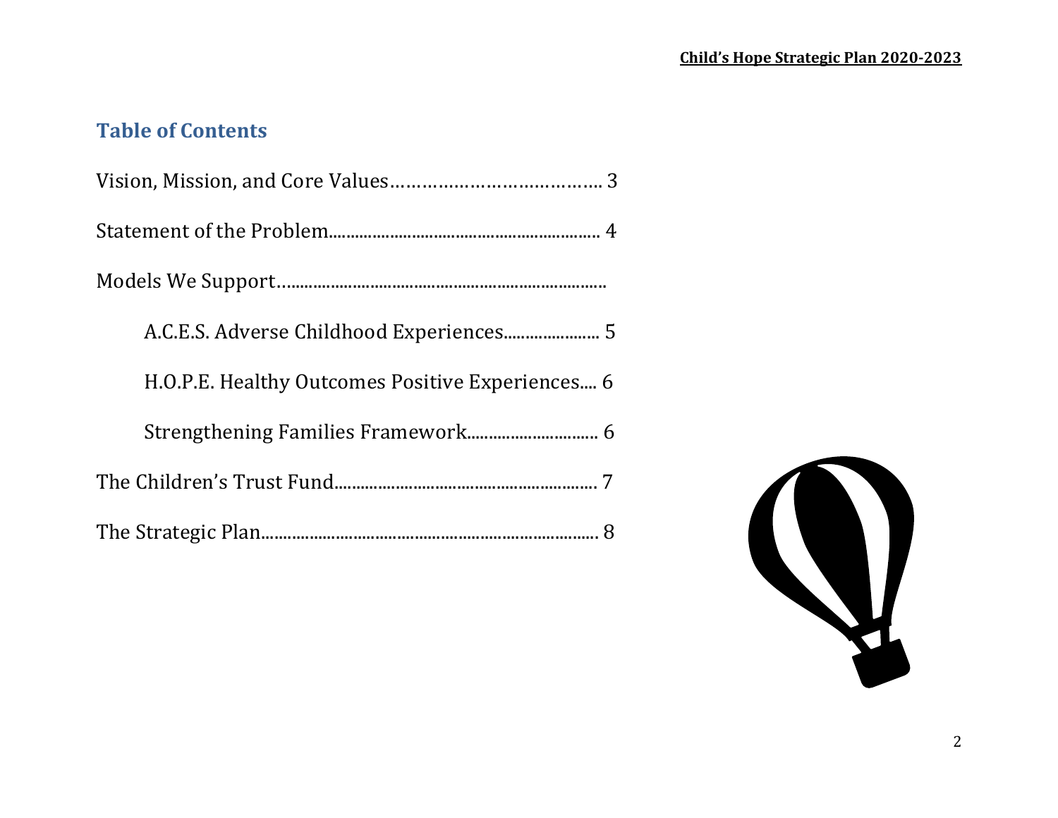## Table of Contents

Vision, Mission, and Core Values………………………………….. 3

Statement of the Problem........................................................... 4

Models We Support…......................................................................

A.C.E.S. Adverse Childhood Experiences...................... 5

H.O.P.E. Healthy Outcomes Positive Experiences.... 6

Strengthening Families Framework.............................. 6

The Children's Trust Fund........................................................... 7

The Strategic Plan......................................................................... 8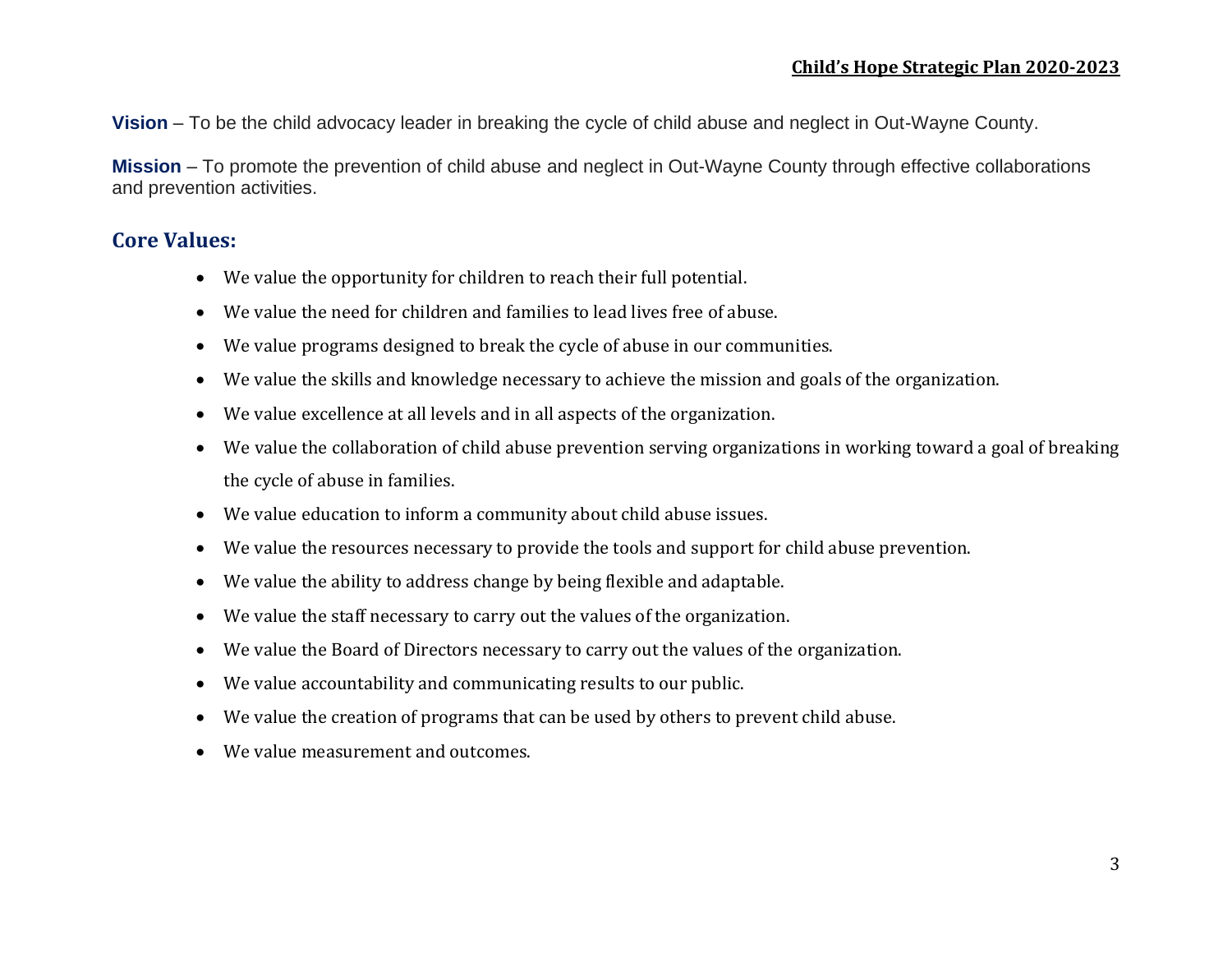**Vision** – To be the child advocacy leader in breaking the cycle of child abuse and neglect in Out-Wayne County.

**Mission** – To promote the prevention of child abuse and neglect in Out-Wayne County through effective collaborations and prevention activities.

## Core Values:

- We value the opportunity for children to reach their full potential.
- We value the need for children and families to lead lives free of abuse.
- We value programs designed to break the cycle of abuse in our communities.
- We value the skills and knowledge necessary to achieve the mission and goals of the organization.
- We value excellence at all levels and in all aspects of the organization.
- We value the collaboration of child abuse prevention serving organizations in working toward a goal of breaking the cycle of abuse in families.
- We value education to inform a community about child abuse issues.
- We value the resources necessary to provide the tools and support for child abuse prevention.
- We value the ability to address change by being flexible and adaptable.
- We value the staff necessary to carry out the values of the organization.
- We value the Board of Directors necessary to carry out the values of the organization.
- We value accountability and communicating results to our public.
- We value the creation of programs that can be used by others to prevent child abuse.
- We value measurement and outcomes.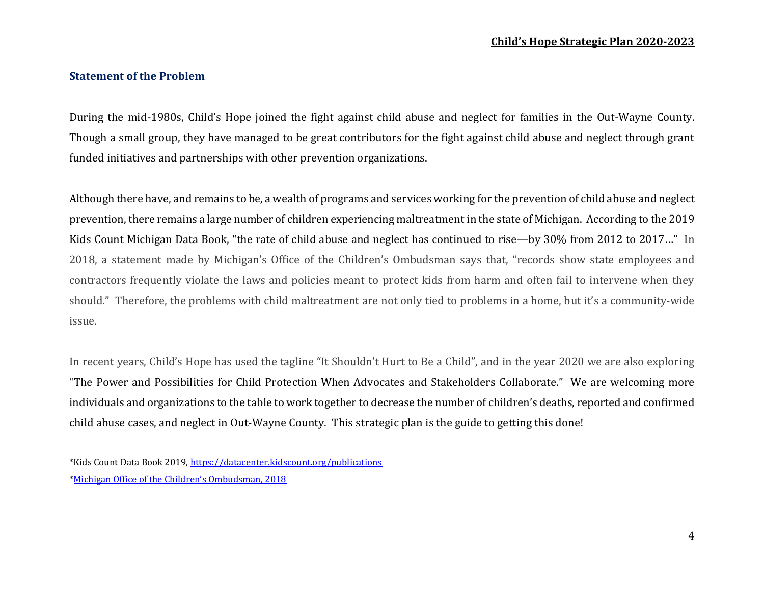## Statement of the Problem

During the mid-1980s, Child's Hope joined the fight against child abuse and neglect for families in the Out-Wayne County. Though a small group, they have managed to be great contributors for the fight against child abuse and neglect through grant funded initiatives and partnerships with other prevention organizations.

Although there have, and remains to be, a wealth of programs and services working for the prevention of child abuse and neglect prevention, there remains a large number of children experiencing maltreatment in the state of Michigan. According to the 2019 Kids Count Michigan Data Book, "the rate of child abuse and neglect has continued to rise—by 30% from 2012 to 2017…" In 2018, a statement made by Michigan's Office of the Children's Ombudsman says that, "records show state employees and contractors frequently violate the laws and policies meant to protect kids from harm and often fail to intervene when they should." Therefore, the problems with child maltreatment are not only tied to problems in a home, but it's a community-wide issue.

In recent years, Child's Hope has used the tagline "It Shouldn't Hurt to Be a Child", and in the year 2020 we are also exploring "The Power and Possibilities for Child Protection When Advocates and Stakeholders Collaborate." We are welcoming more individuals and organizations to the table to work together to decrease the number of children's deaths, reported and confirmed child abuse cases, and neglect in Out-Wayne County. This strategic plan is the guide to getting this done!

*Kids Count Data Book 2019, https://datacenter.kidscount.org/publications

*Michigan Office of the Children's Ombudsman, 2018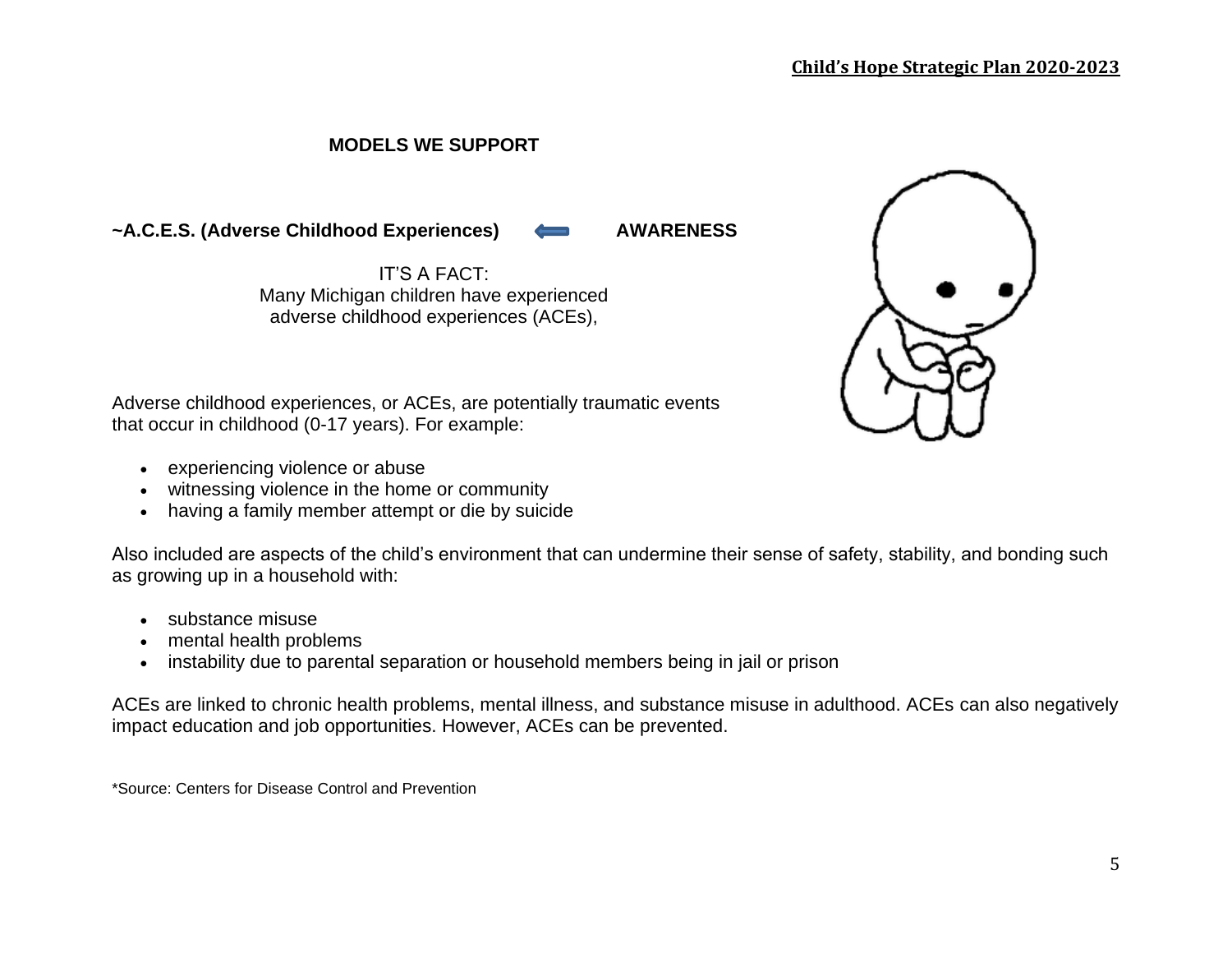## MODELS WE SUPPORT

**~A.C.E.S. (Adverse Childhood Experiences) ⇐ AWARENESS**

IT'S A FACT:
Many Michigan children have experienced
adverse childhood experiences (ACEs),

Adverse childhood experiences, or ACEs, are potentially traumatic events that occur in childhood (0-17 years). For example:

- experiencing violence or abuse
- witnessing violence in the home or community
- having a family member attempt or die by suicide

Also included are aspects of the child's environment that can undermine their sense of safety, stability, and bonding such as growing up in a household with:

- substance misuse
- mental health problems
- instability due to parental separation or household members being in jail or prison

ACEs are linked to chronic health problems, mental illness, and substance misuse in adulthood. ACEs can also negatively impact education and job opportunities. However, ACEs can be prevented.

*Source: Centers for Disease Control and Prevention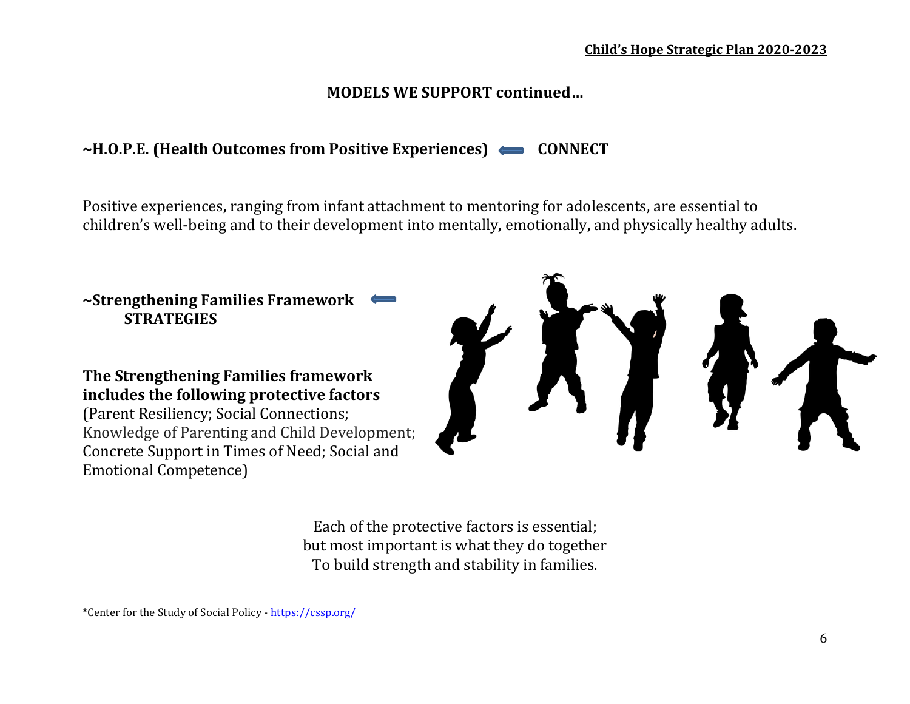## MODELS WE SUPPORT continued…

### ~H.O.P.E. (Health Outcomes from Positive Experiences) ⟸ CONNECT

Positive experiences, ranging from infant attachment to mentoring for adolescents, are essential to children's well-being and to their development into mentally, emotionally, and physically healthy adults.

### ~Strengthening Families Framework ⟸ STRATEGIES

**The Strengthening Families framework includes the following protective factors**
(Parent Resiliency; Social Connections; Knowledge of Parenting and Child Development; Concrete Support in Times of Need; Social and Emotional Competence)

Each of the protective factors is essential;
but most important is what they do together
To build strength and stability in families.

*Center for the Study of Social Policy - https://cssp.org/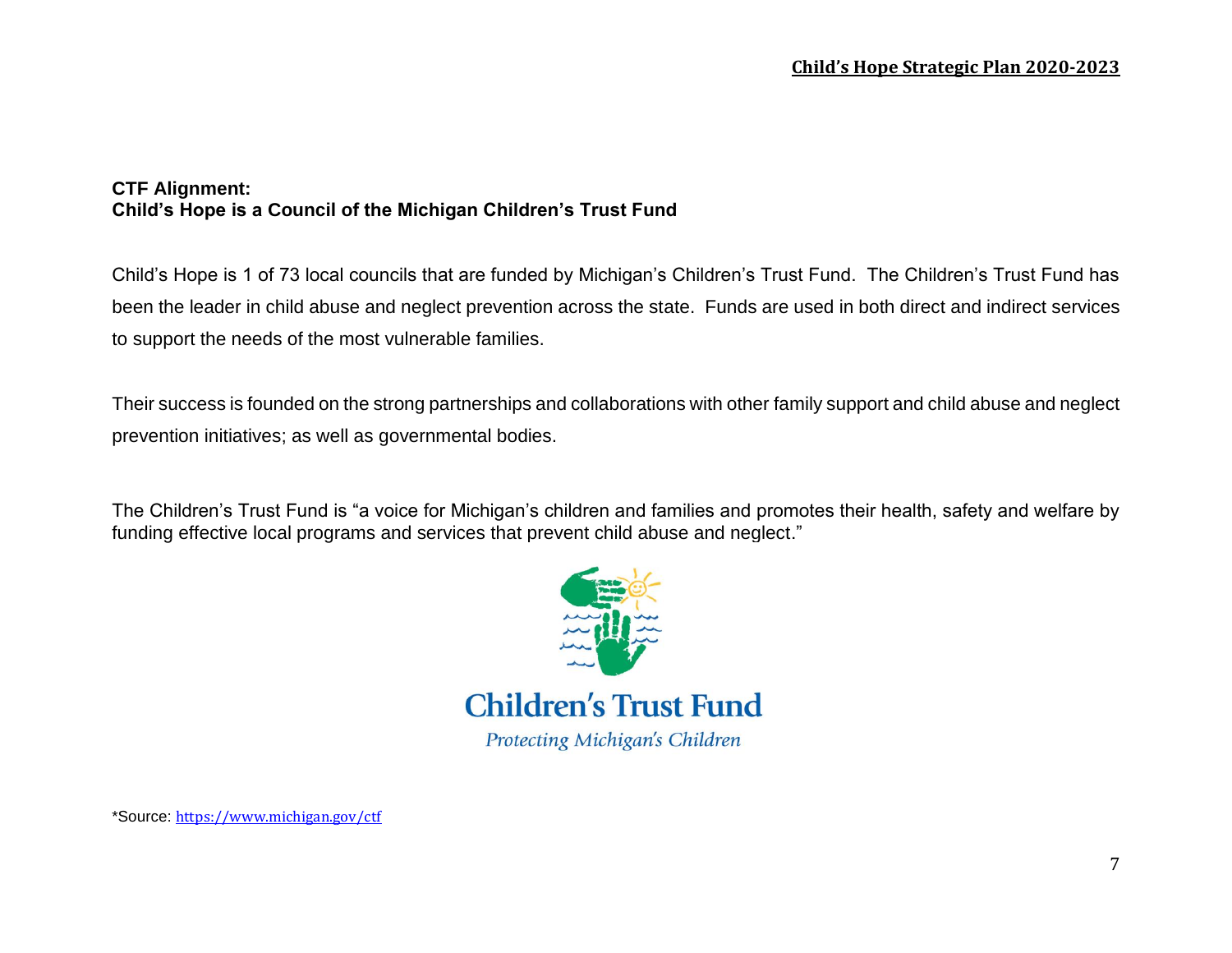**CTF Alignment:**
**Child's Hope is a Council of the Michigan Children's Trust Fund**

Child's Hope is 1 of 73 local councils that are funded by Michigan's Children's Trust Fund. The Children's Trust Fund has been the leader in child abuse and neglect prevention across the state. Funds are used in both direct and indirect services to support the needs of the most vulnerable families.

Their success is founded on the strong partnerships and collaborations with other family support and child abuse and neglect prevention initiatives; as well as governmental bodies.

The Children's Trust Fund is "a voice for Michigan's children and families and promotes their health, safety and welfare by funding effective local programs and services that prevent child abuse and neglect."

Children's Trust Fund

*Protecting Michigan's Children*

*Source: https://www.michigan.gov/ctf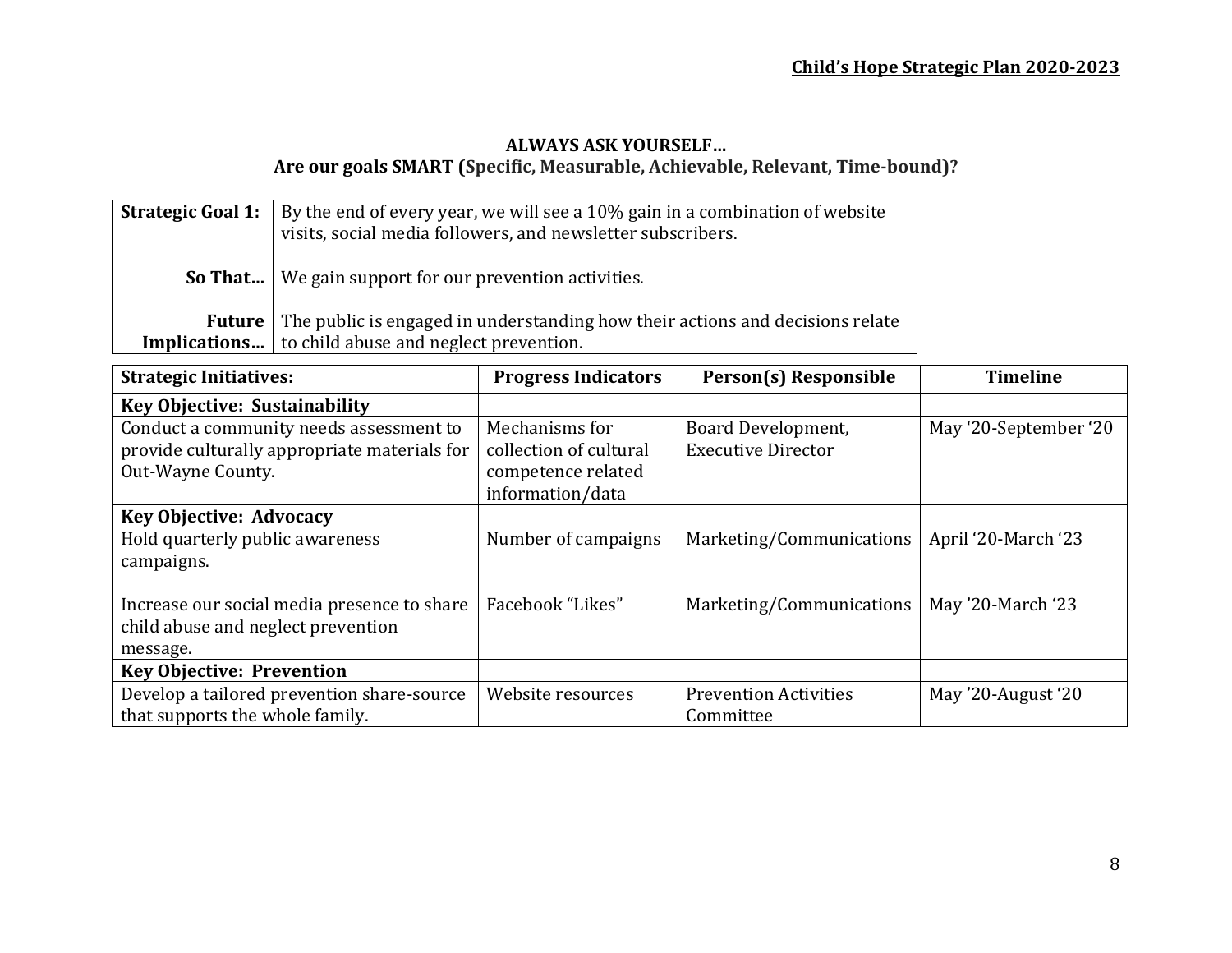**ALWAYS ASK YOURSELF…**
**Are our goals SMART (Specific, Measurable, Achievable, Relevant, Time-bound)?**

| | |
|---|---|
| **Strategic Goal 1:** | By the end of every year, we will see a 10% gain in a combination of website visits, social media followers, and newsletter subscribers. |
| **So That…** | We gain support for our prevention activities. |
| **Future Implications…** | The public is engaged in understanding how their actions and decisions relate to child abuse and neglect prevention. |

| Strategic Initiatives: | Progress Indicators | Person(s) Responsible | Timeline |
|---|---|---|---|
| **Key Objective: Sustainability** | | | |
| Conduct a community needs assessment to provide culturally appropriate materials for Out-Wayne County. | Mechanisms for collection of cultural competence related information/data | Board Development, Executive Director | May '20-September '20 |
| **Key Objective: Advocacy** | | | |
| Hold quarterly public awareness campaigns. | Number of campaigns | Marketing/Communications | April '20-March '23 |
| Increase our social media presence to share child abuse and neglect prevention message. | Facebook "Likes" | Marketing/Communications | May '20-March '23 |
| **Key Objective: Prevention** | | | |
| Develop a tailored prevention share-source that supports the whole family. | Website resources | Prevention Activities Committee | May '20-August '20 |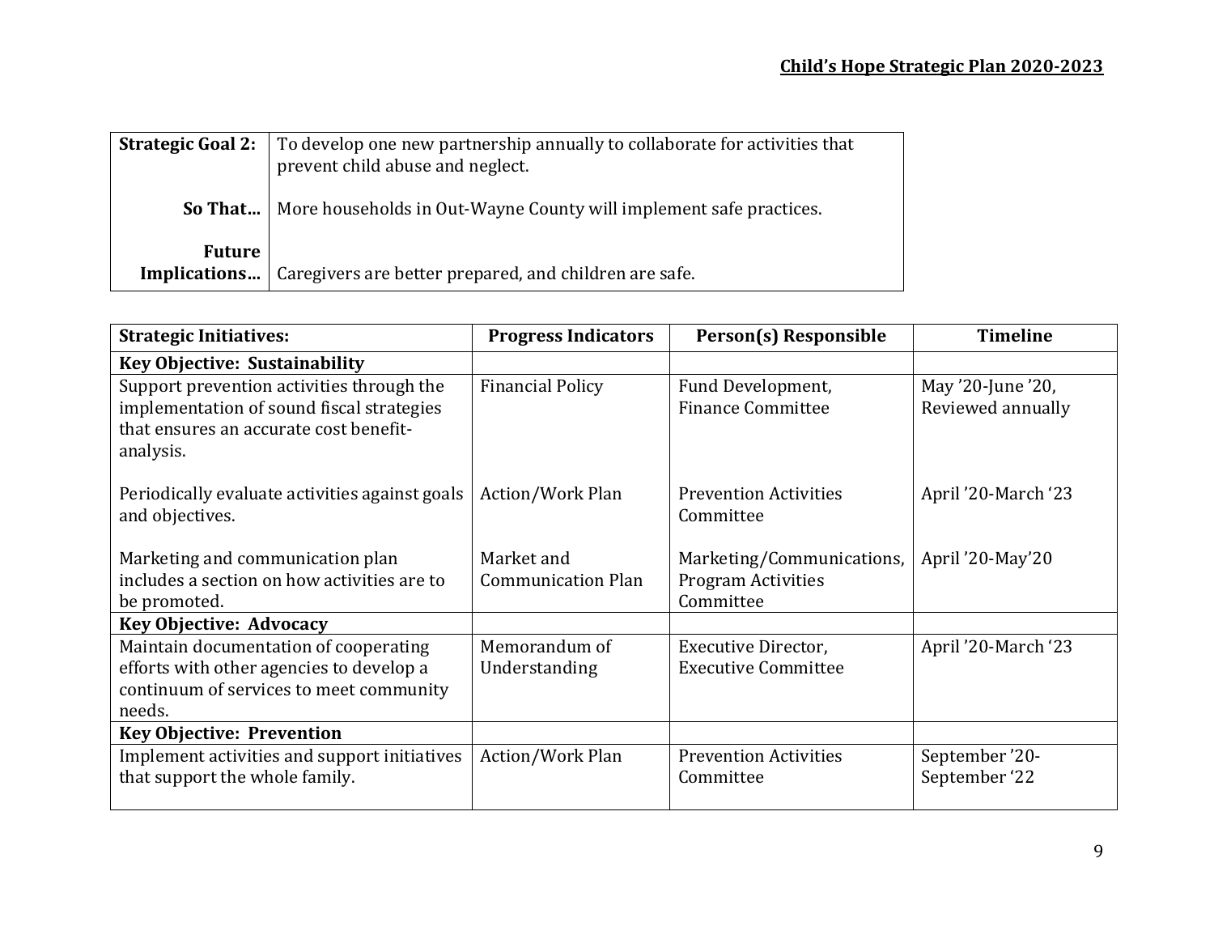| | |
|---|---|
| **Strategic Goal 2:** | To develop one new partnership annually to collaborate for activities that prevent child abuse and neglect. |
| **So That…** | More households in Out-Wayne County will implement safe practices. |
| **Future Implications…** | Caregivers are better prepared, and children are safe. |

| **Strategic Initiatives:** | **Progress Indicators** | **Person(s) Responsible** | **Timeline** |
|---|---|---|---|
| **Key Objective: Sustainability** | | | |
| Support prevention activities through the implementation of sound fiscal strategies that ensures an accurate cost benefit-analysis. | Financial Policy | Fund Development, Finance Committee | May '20-June '20, Reviewed annually |
| Periodically evaluate activities against goals and objectives. | Action/Work Plan | Prevention Activities Committee | April '20-March '23 |
| Marketing and communication plan includes a section on how activities are to be promoted. | Market and Communication Plan | Marketing/Communications, Program Activities Committee | April '20-May'20 |
| **Key Objective: Advocacy** | | | |
| Maintain documentation of cooperating efforts with other agencies to develop a continuum of services to meet community needs. | Memorandum of Understanding | Executive Director, Executive Committee | April '20-March '23 |
| **Key Objective: Prevention** | | | |
| Implement activities and support initiatives that support the whole family. | Action/Work Plan | Prevention Activities Committee | September '20-September '22 |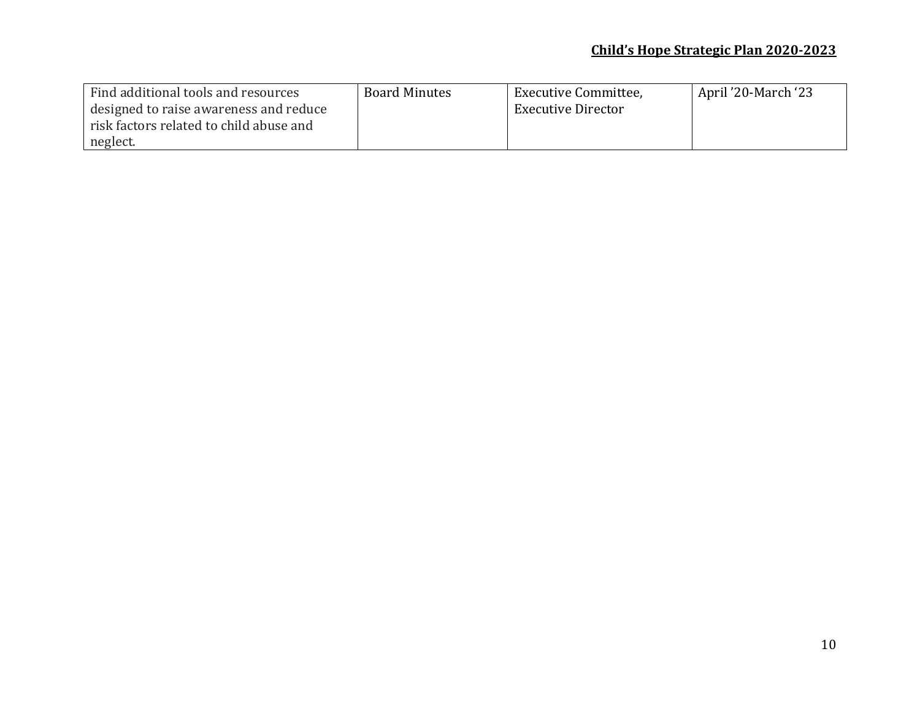| Find additional tools and resources designed to raise awareness and reduce risk factors related to child abuse and neglect. | Board Minutes | Executive Committee, Executive Director | April ’20-March ‘23 |
|---|---|---|---|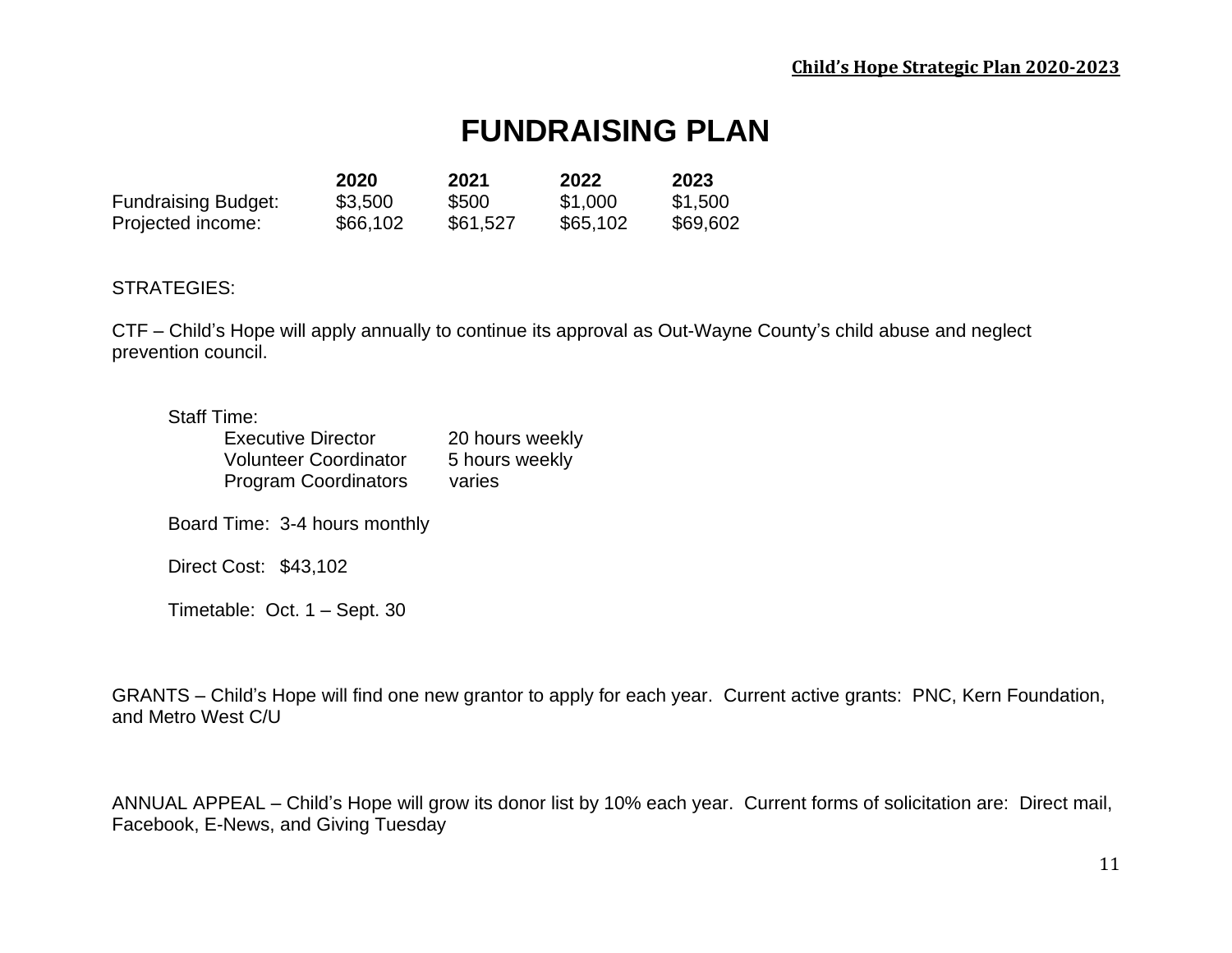# FUNDRAISING PLAN

| | 2020 | 2021 | 2022 | 2023 |
|---|---|---|---|---|
| Fundraising Budget: | $3,500 | $500 | $1,000 | $1,500 |
| Projected income: | $66,102 | $61,527 | $65,102 | $69,602 |

STRATEGIES:

CTF – Child's Hope will apply annually to continue its approval as Out-Wayne County's child abuse and neglect prevention council.

Staff Time:

| | |
|---|---|
| Executive Director | 20 hours weekly |
| Volunteer Coordinator | 5 hours weekly |
| Program Coordinators | varies |

Board Time: 3-4 hours monthly

Direct Cost: $43,102

Timetable: Oct. 1 – Sept. 30

GRANTS – Child's Hope will find one new grantor to apply for each year. Current active grants: PNC, Kern Foundation, and Metro West C/U

ANNUAL APPEAL – Child's Hope will grow its donor list by 10% each year. Current forms of solicitation are: Direct mail, Facebook, E-News, and Giving Tuesday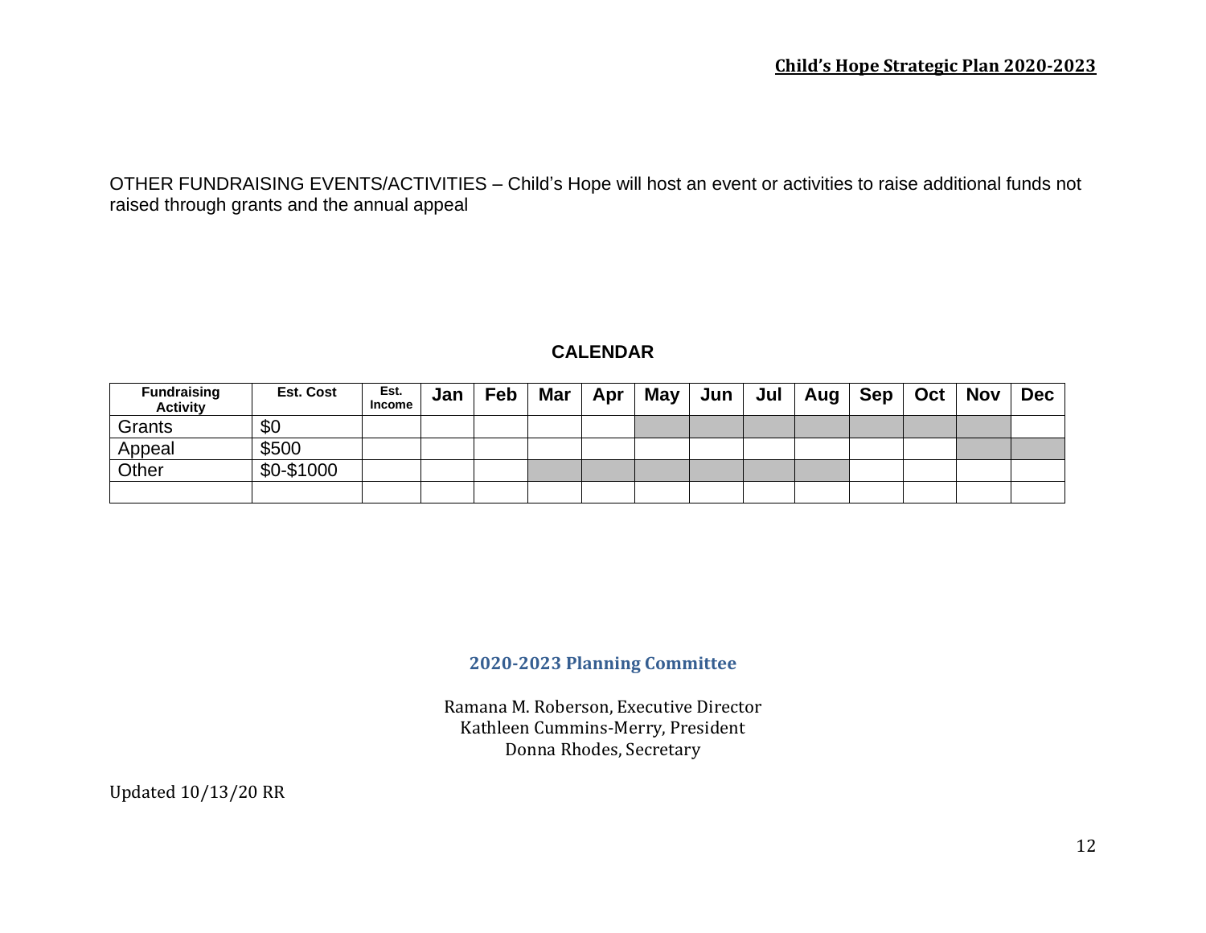OTHER FUNDRAISING EVENTS/ACTIVITIES – Child's Hope will host an event or activities to raise additional funds not raised through grants and the annual appeal

**CALENDAR**

| Fundraising Activity | Est. Cost | Est. Income | Jan | Feb | Mar | Apr | May | Jun | Jul | Aug | Sep | Oct | Nov | Dec |
|---|---|---|---|---|---|---|---|---|---|---|---|---|---|---|
| Grants | $0 | | | | | | | | | | | | | |
| Appeal | $500 | | | | | | | | | | | | | |
| Other | $0-$1000 | | | | | | | | | | | | | |
| | | | | | | | | | | | | | | |

## 2020-2023 Planning Committee

Ramana M. Roberson, Executive Director
Kathleen Cummins-Merry, President
Donna Rhodes, Secretary

Updated 10/13/20 RR